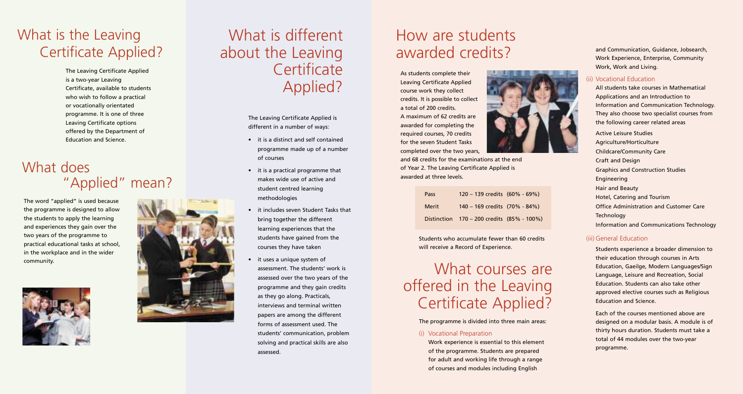## What is the Leaving Certificate Applied?

The Leaving Certificate Applied is a two-year Leaving Certificate, available to students who wish to follow a practical or vocationally orientated programme. It is one of three Leaving Certificate options offered by the Department of Education and Science.

## What does "Applied" mean?

The word "applied" is used because the programme is designed to allow the students to apply the learning and experiences they gain over the two years of the programme to practical educational tasks at school, in the workplace and in the wider community.

## What is different about the Leaving Certificate Applied?

The Leaving Certificate Applied is different in a number of ways:

- it is a distinct and self contained programme made up of a number of courses
- it is a practical programme that makes wide use of active and student centred learning methodologies
- it includes seven Student Tasks that bring together the different learning experiences that the students have gained from the courses they have taken
- it uses a unique system of assessment. The students' work is assessed over the two years of the programme and they gain credits as they go along. Practicals, interviews and terminal written papers are among the different forms of assessment used. The students' communication, problem solving and practical skills are also assessed.

## How are students awarded credits?

As students complete their Leaving Certificate Applied course work they collect credits. It is possible to collect a total of 200 credits. A maximum of 62 credits are awarded for completing the required courses, 70 credits for the seven Student Tasks completed over the two years, and 68 credits for the examinations at the end of Year 2. The Leaving Certificate Applied is awarded at three levels.

| Level | Credits | Percentage |
|---|---|---|
| Pass | 120 – 139 credits | (60% - 69%) |
| Merit | 140 – 169 credits | (70% - 84%) |
| Distinction | 170 – 200 credits | (85% - 100%) |

Students who accumulate fewer than 60 credits will receive a Record of Experience.

## What courses are offered in the Leaving Certificate Applied?

The programme is divided into three main areas:

### (i) Vocational Preparation

Work experience is essential to this element of the programme. Students are prepared for adult and working life through a range of courses and modules including English and Communication, Guidance, Jobsearch, Work Experience, Enterprise, Community Work, Work and Living.

### (ii) Vocational Education

All students take courses in Mathematical Applications and an Introduction to Information and Communication Technology. They also choose two specialist courses from the following career related areas

- Active Leisure Studies
- Agriculture/Horticulture
- Childcare/Community Care
- Craft and Design
- Graphics and Construction Studies
- Engineering
- Hair and Beauty
- Hotel, Catering and Tourism
- Office Administration and Customer Care
- Technology
- Information and Communications Technology

### (iii) General Education

Students experience a broader dimension to their education through courses in Arts Education, Gaeilge, Modern Languages/Sign Language, Leisure and Recreation, Social Education. Students can also take other approved elective courses such as Religious Education and Science.

Each of the courses mentioned above are designed on a modular basis. A module is of thirty hours duration. Students must take a total of 44 modules over the two-year programme.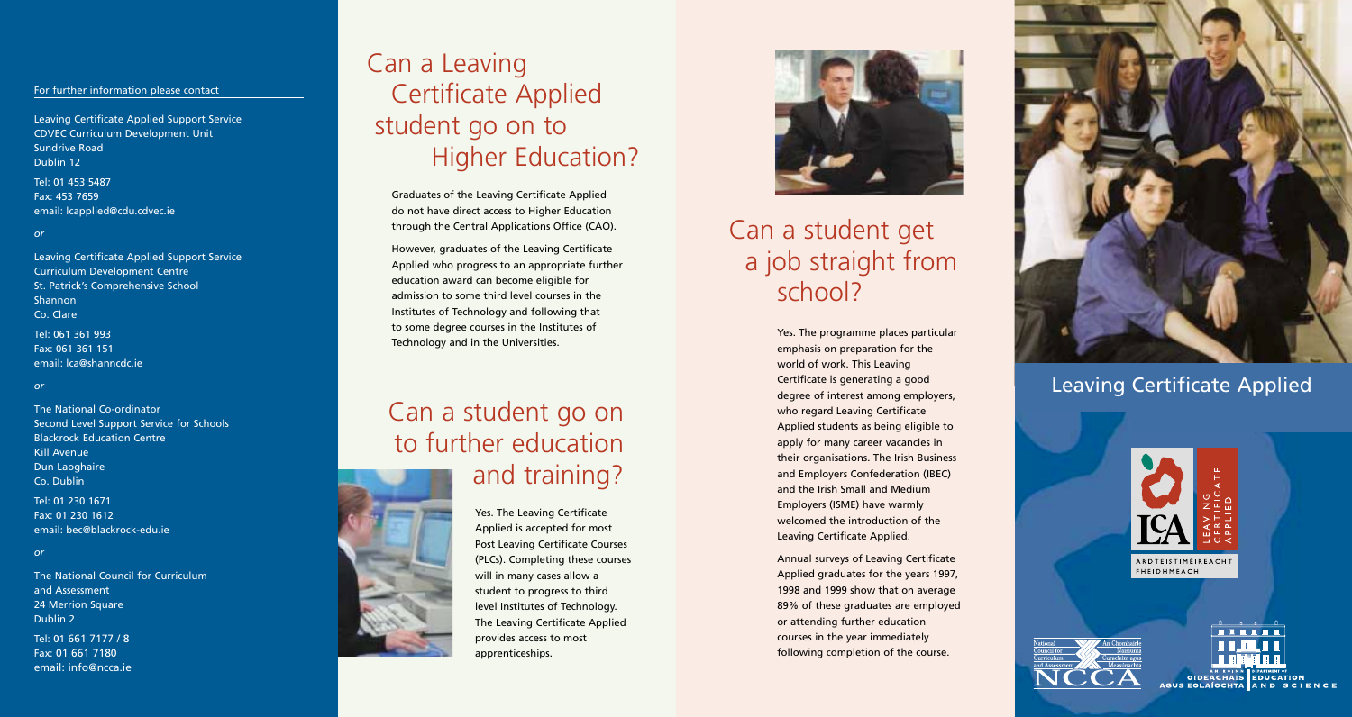For further information please contact

Leaving Certificate Applied Support Service
CDVEC Curriculum Development Unit
Sundrive Road
Dublin 12

Tel: 01 453 5487
Fax: 453 7659
email: lcapplied@cdu.cdvec.ie

*or*

Leaving Certificate Applied Support Service
Curriculum Development Centre
St. Patrick's Comprehensive School
Shannon
Co. Clare

Tel: 061 361 993
Fax: 061 361 151
email: lca@shanncdc.ie

*or*

The National Co-ordinator
Second Level Support Service for Schools
Blackrock Education Centre
Kill Avenue
Dun Laoghaire
Co. Dublin

Tel: 01 230 1671
Fax: 01 230 1612
email: bec@blackrock-edu.ie

*or*

The National Council for Curriculum and Assessment
24 Merrion Square
Dublin 2

Tel: 01 661 7177 / 8
Fax: 01 661 7180
email: info@ncca.ie

# Can a Leaving Certificate Applied student go on to Higher Education?

Graduates of the Leaving Certificate Applied do not have direct access to Higher Education through the Central Applications Office (CAO).

However, graduates of the Leaving Certificate Applied who progress to an appropriate further education award can become eligible for admission to some third level courses in the Institutes of Technology and following that to some degree courses in the Institutes of Technology and in the Universities.

# Can a student go on to further education and training?

Yes. The Leaving Certificate Applied is accepted for most Post Leaving Certificate Courses (PLCs). Completing these courses will in many cases allow a student to progress to third level Institutes of Technology. The Leaving Certificate Applied provides access to most apprenticeships.

# Can a student get a job straight from school?

Yes. The programme places particular emphasis on preparation for the world of work. This Leaving Certificate is generating a good degree of interest among employers, who regard Leaving Certificate Applied students as being eligible to apply for many career vacancies in their organisations. The Irish Business and Employers Confederation (IBEC) and the Irish Small and Medium Employers (ISME) have warmly welcomed the introduction of the Leaving Certificate Applied.

Annual surveys of Leaving Certificate Applied graduates for the years 1997, 1998 and 1999 show that on average 89% of these graduates are employed or attending further education courses in the year immediately following completion of the course.

# Leaving Certificate Applied

LCA
LEAVING CERTIFICATE APPLIED
ARDTEISTIMÉIREACHT FHEIDHMEACH

National Council for Curriculum and Assessment
An Chomhairle Náisiúnta Curaclaim agus Measúnachta
NCCA

AN ROINN OIDEACHAIS AGUS EOLAÍOCHTA
DEPARTMENT OF EDUCATION AND SCIENCE